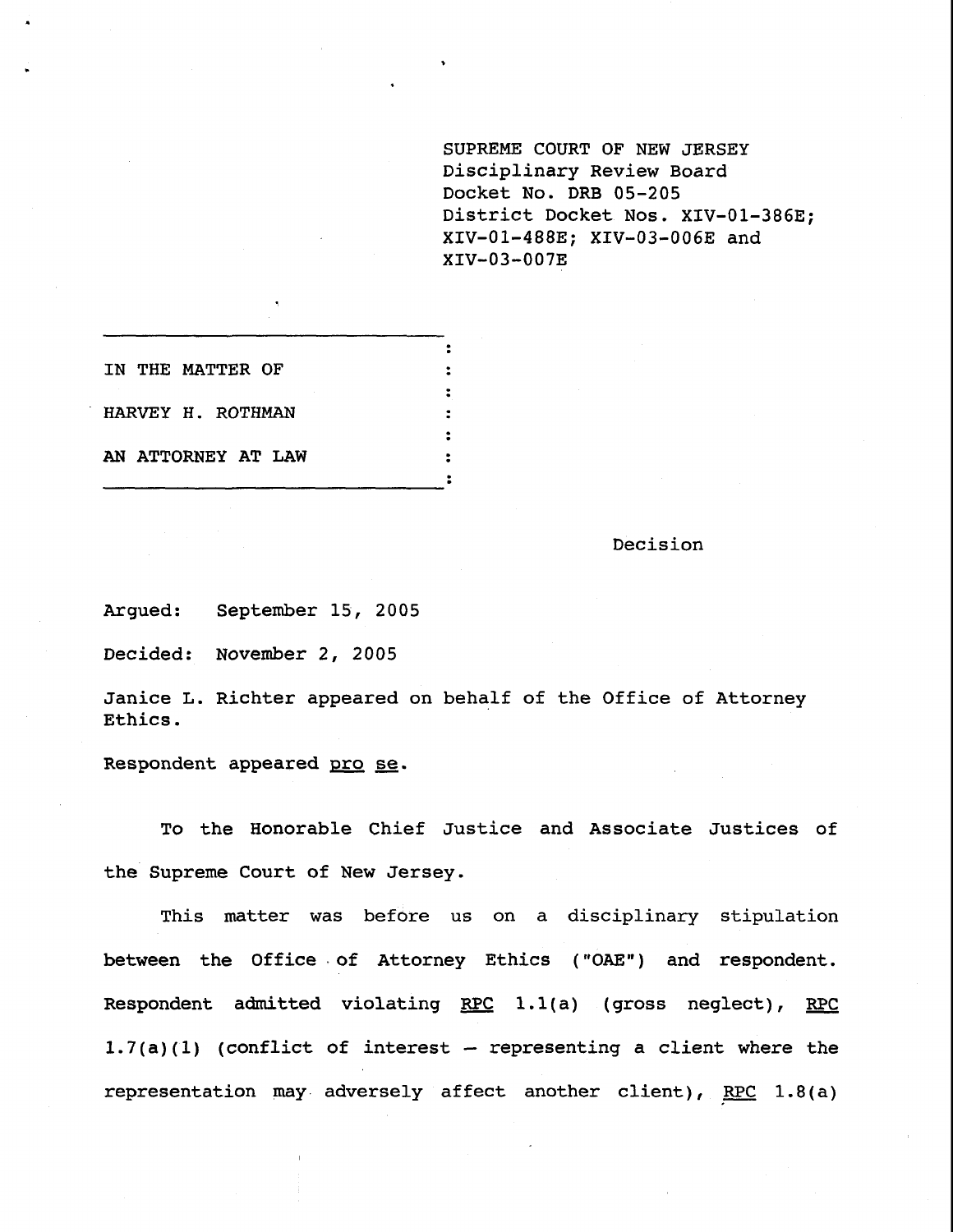SUPREME COURT OF NEW JERSEY
Disciplinary Review Board
Docket No. DRB 05-205
District Docket Nos. XIV-01-386E;
XIV-01-488E; XIV-03-006E and
XIV-03-007E

IN THE MATTER OF

HARVEY H. ROTHMAN

AN ATTORNEY AT LAW

Decision

Argued: September 15, 2005

Decided: November 2, 2005

Janice L. Richter appeared on behalf of the Office of Attorney Ethics.

Respondent appeared pro se.

To the Honorable Chief Justice and Associate Justices of the Supreme Court of New Jersey.

This matter was before us on a disciplinary stipulation between the Office of Attorney Ethics ("OAE") and respondent. Respondent admitted violating RPC 1.1(a) (gross neglect), RPC 1.7(a)(1) (conflict of interest – representing a client where the representation may adversely affect another client), RPC 1.8(a)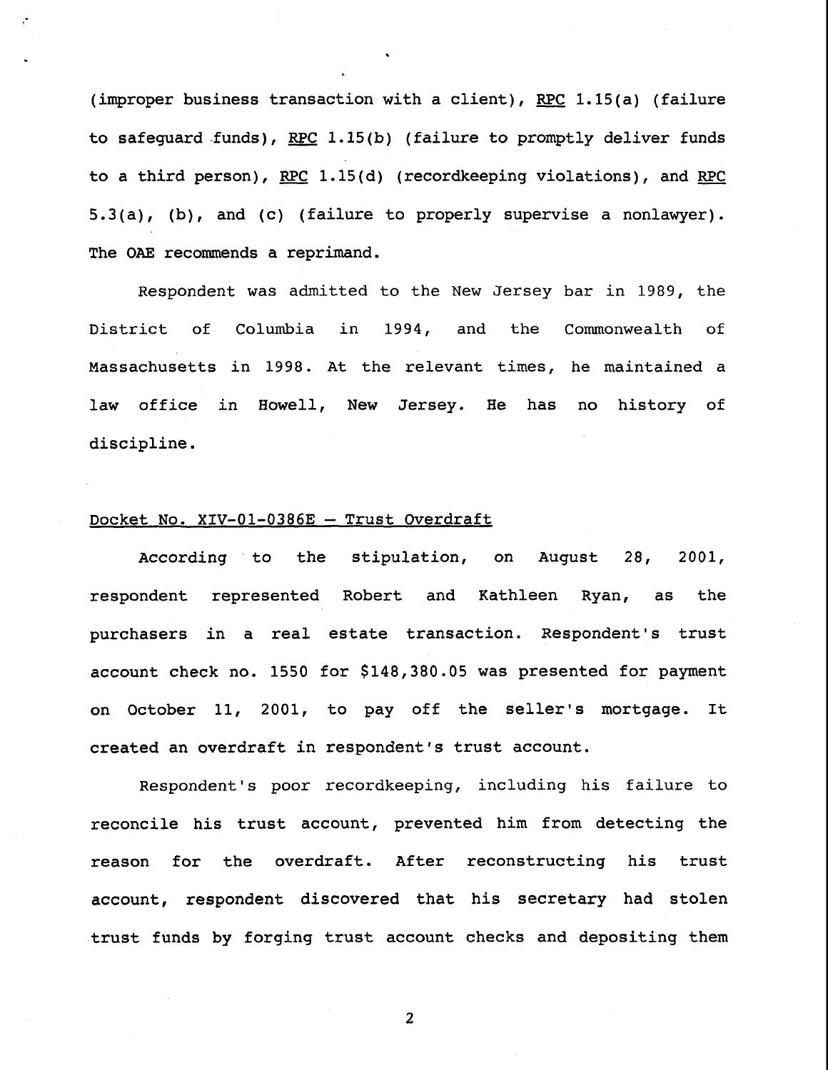(improper business transaction with a client), RPC 1.15(a) (failure to safeguard funds), RPC 1.15(b) (failure to promptly deliver funds to a third person), RPC 1.15(d) (recordkeeping violations), and RPC 5.3(a), (b), and (c) (failure to properly supervise a nonlawyer). The OAE recommends a reprimand.

Respondent was admitted to the New Jersey bar in 1989, the District of Columbia in 1994, and the Commonwealth of Massachusetts in 1998. At the relevant times, he maintained a law office in Howell, New Jersey. He has no history of discipline.

Docket No. XIV-01-0386E – Trust Overdraft

According to the stipulation, on August 28, 2001, respondent represented Robert and Kathleen Ryan, as the purchasers in a real estate transaction. Respondent's trust account check no. 1550 for $148,380.05 was presented for payment on October 11, 2001, to pay off the seller's mortgage. It created an overdraft in respondent's trust account.

Respondent's poor recordkeeping, including his failure to reconcile his trust account, prevented him from detecting the reason for the overdraft. After reconstructing his trust account, respondent discovered that his secretary had stolen trust funds by forging trust account checks and depositing them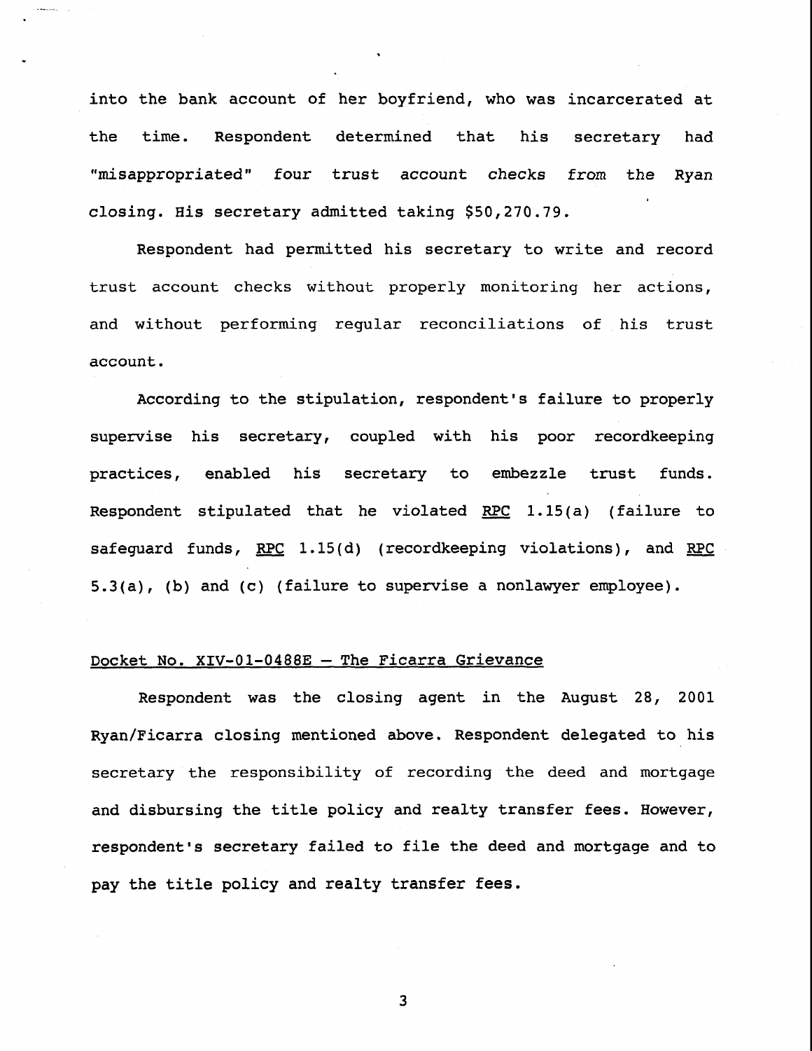into the bank account of her boyfriend, who was incarcerated at the time. Respondent determined that his secretary had "misappropriated" four trust account checks *from* the Ryan closing. His secretary admitted taking $50,270.79.

Respondent had permitted his secretary to write and record trust account checks without properly monitoring her actions, and without performing regular reconciliations of his trust account.

According to the stipulation, respondent's failure to properly supervise his secretary, coupled with his poor recordkeeping practices, enabled his secretary to embezzle trust funds. Respondent stipulated that he violated RPC 1.15(a) (failure to safeguard funds, RPC 1.15(d) (recordkeeping violations), and RPC 5.3(a), (b) and (c) (failure to supervise a nonlawyer employee).

## Docket No. XIV-01-0488E – The Ficarra Grievance

Respondent was the closing agent in the August 28, 2001 Ryan/Ficarra closing mentioned above. Respondent delegated to his secretary the responsibility of recording the deed and mortgage and disbursing the title policy and realty transfer fees. However, respondent's secretary failed to file the deed and mortgage and to pay the title policy and realty transfer fees.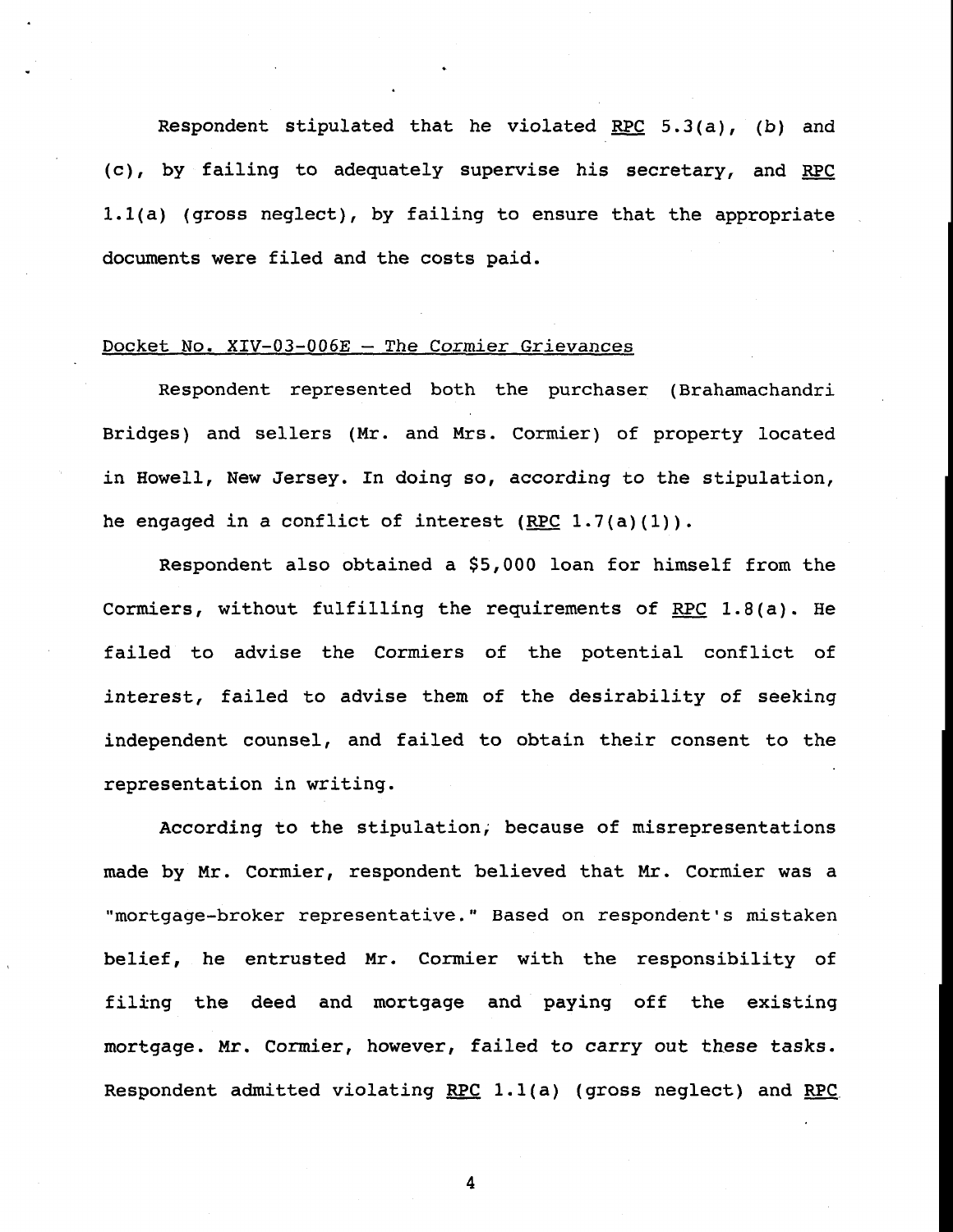Respondent stipulated that he violated RPC 5.3(a), (b) and (c), by failing to adequately supervise his secretary, and RPC 1.1(a) (gross neglect), by failing to ensure that the appropriate documents were filed and the costs paid.

Docket No. XIV-03-006E – The Cormier Grievances

Respondent represented both the purchaser (Brahamachandri Bridges) and sellers (Mr. and Mrs. Cormier) of property located in Howell, New Jersey. In doing so, according to the stipulation, he engaged in a conflict of interest (RPC 1.7(a)(1)).

Respondent also obtained a $5,000 loan for himself from the Cormiers, without fulfilling the requirements of RPC 1.8(a). He failed to advise the Cormiers of the potential conflict of interest, failed to advise them of the desirability of seeking independent counsel, and failed to obtain their consent to the representation in writing.

According to the stipulation, because of misrepresentations made by Mr. Cormier, respondent believed that Mr. Cormier was a "mortgage-broker representative." Based on respondent's mistaken belief, he entrusted Mr. Cormier with the responsibility of filing the deed and mortgage and paying off the existing mortgage. Mr. Cormier, however, failed to carry out these tasks. Respondent admitted violating RPC 1.1(a) (gross neglect) and RPC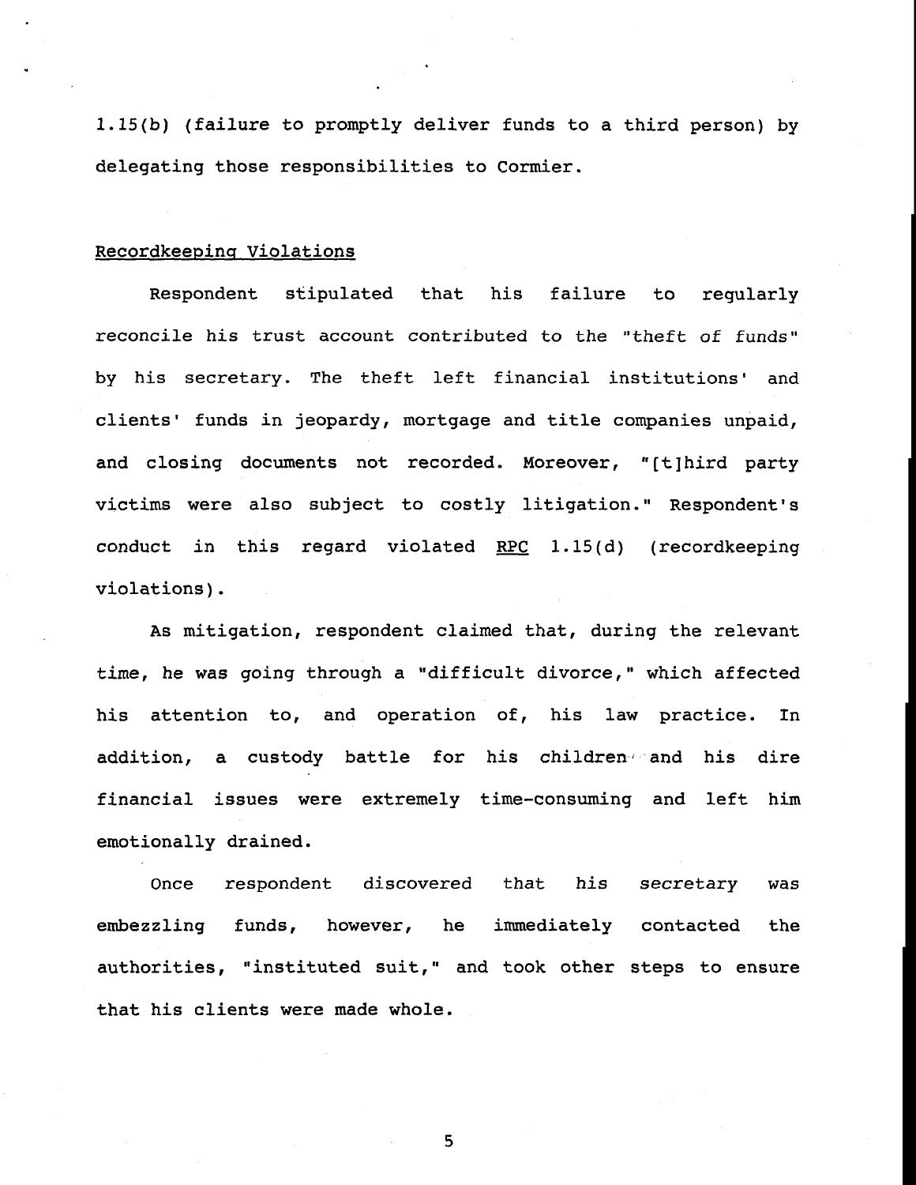1.15(b) (failure to promptly deliver funds to a third person) by delegating those responsibilities to Cormier.

## Recordkeeping Violations

Respondent stipulated that his failure to regularly reconcile his trust account contributed to the "theft of funds" by his secretary. The theft left financial institutions' and clients' funds in jeopardy, mortgage and title companies unpaid, and closing documents not recorded. Moreover, "[t]hird party victims were also subject to costly litigation." Respondent's conduct in this regard violated RPC 1.15(d) (recordkeeping violations).

As mitigation, respondent claimed that, during the relevant time, he was going through a "difficult divorce," which affected his attention to, and operation of, his law practice. In addition, a custody battle for his children and his dire financial issues were extremely time-consuming and left him emotionally drained.

Once respondent discovered that his secretary was embezzling funds, however, he immediately contacted the authorities, "instituted suit," and took other steps to ensure that his clients were made whole.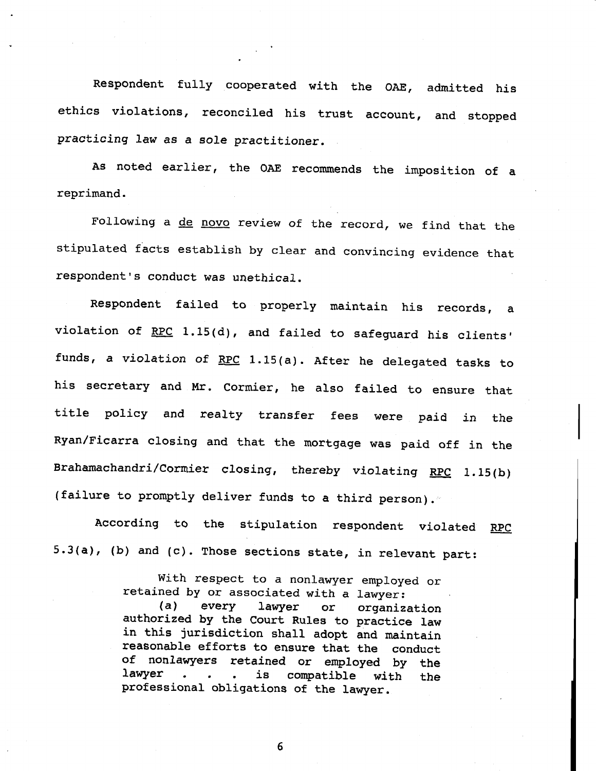Respondent fully cooperated with the OAE, admitted his ethics violations, reconciled his trust account, and stopped practicing law as a sole practitioner.

As noted earlier, the OAE recommends the imposition of a reprimand.

Following a de novo review of the record, we find that the stipulated facts establish by clear and convincing evidence that respondent's conduct was unethical.

Respondent failed to properly maintain his records, a violation of RPC 1.15(d), and failed to safeguard his clients' funds, a violation of RPC 1.15(a). After he delegated tasks to his secretary and Mr. Cormier, he also failed to ensure that title policy and realty transfer fees were paid in the Ryan/Ficarra closing and that the mortgage was paid off in the Brahamachandri/Cormier closing, thereby violating RPC 1.15(b) (failure to promptly deliver funds to a third person).

According to the stipulation respondent violated RPC 5.3(a), (b) and (c). Those sections state, in relevant part:

> With respect to a nonlawyer employed or retained by or associated with a lawyer:
>
> (a) every lawyer or organization authorized by the Court Rules to practice law in this jurisdiction shall adopt and maintain reasonable efforts to ensure that the conduct of nonlawyers retained or employed by the lawyer . . . is compatible with the professional obligations of the lawyer.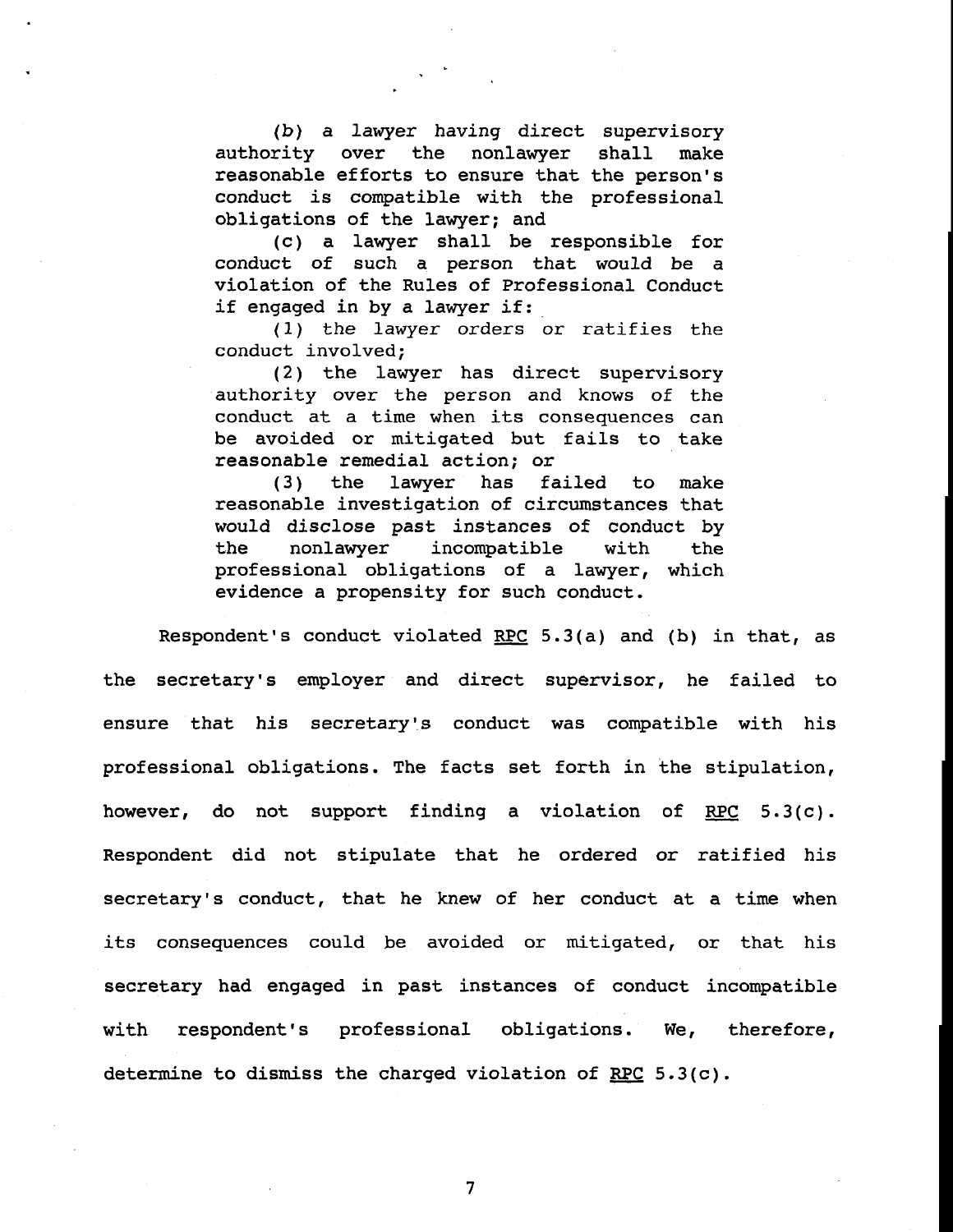(b) a lawyer having direct supervisory authority over the nonlawyer shall make reasonable efforts to ensure that the person's conduct is compatible with the professional obligations of the lawyer; and

(c) a lawyer shall be responsible for conduct of such a person that would be a violation of the Rules of Professional Conduct if engaged in by a lawyer if:

(1) the lawyer orders or ratifies the conduct involved;

(2) the lawyer has direct supervisory authority over the person and knows of the conduct at a time when its consequences can be avoided or mitigated but fails to take reasonable remedial action; or

(3) the lawyer has failed to make reasonable investigation of circumstances that would disclose past instances of conduct by the nonlawyer incompatible with the professional obligations of a lawyer, which evidence a propensity for such conduct.

Respondent's conduct violated RPC 5.3(a) and (b) in that, as the secretary's employer and direct supervisor, he failed to ensure that his secretary's conduct was compatible with his professional obligations. The facts set forth in the stipulation, however, do not support finding a violation of RPC 5.3(c). Respondent did not stipulate that he ordered or ratified his secretary's conduct, that he knew of her conduct at a time when its consequences could be avoided or mitigated, or that his secretary had engaged in past instances of conduct incompatible with respondent's professional obligations. We, therefore, determine to dismiss the charged violation of RPC 5.3(c).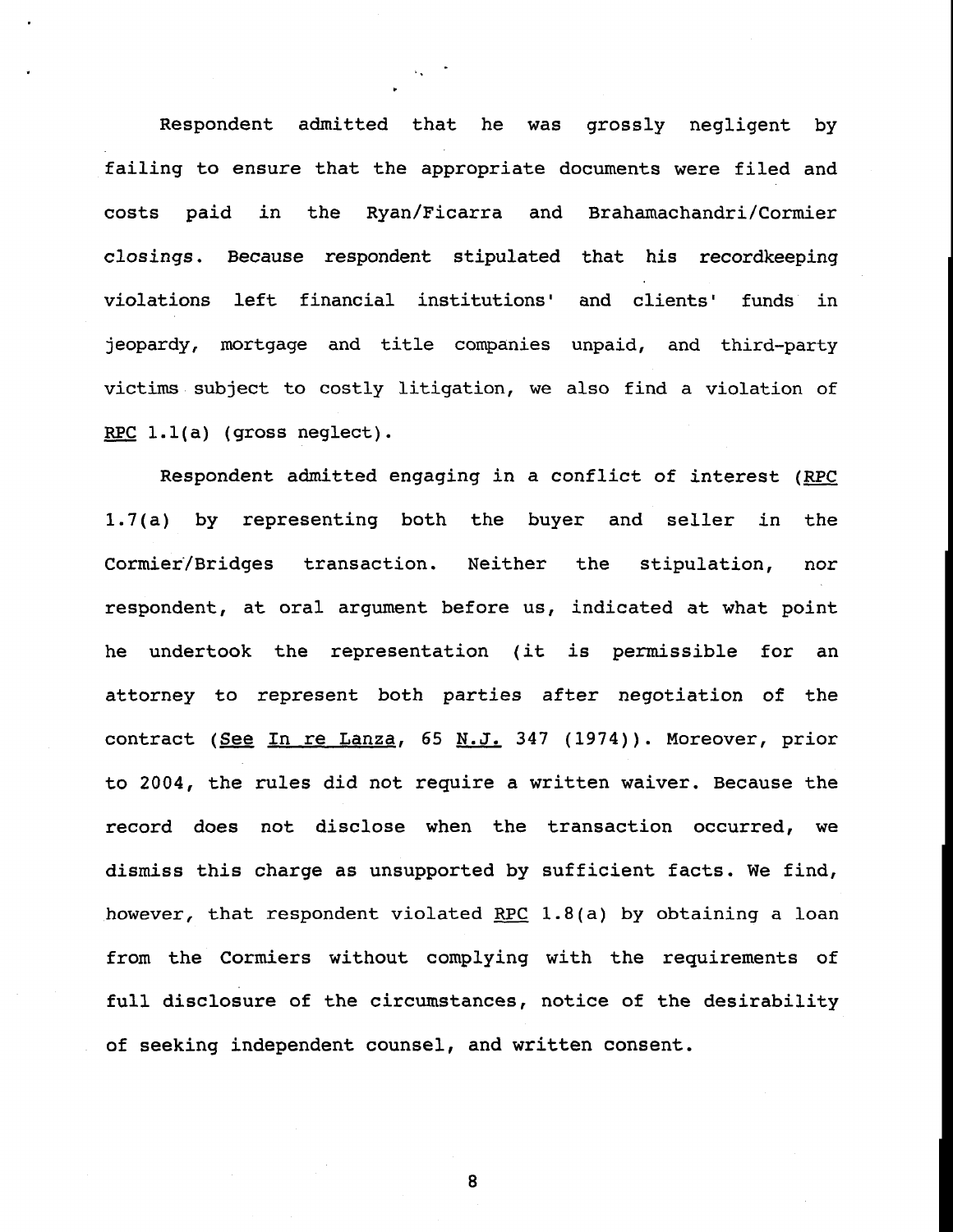Respondent admitted that he was grossly negligent by failing to ensure that the appropriate documents were filed and costs paid in the Ryan/Ficarra and Brahamachandri/Cormier closings. Because respondent stipulated that his recordkeeping violations left financial institutions' and clients' funds in jeopardy, mortgage and title companies unpaid, and third-party victims subject to costly litigation, we also find a violation of RPC 1.1(a) (gross neglect).

Respondent admitted engaging in a conflict of interest (RPC 1.7(a) by representing both the buyer and seller in the Cormier/Bridges transaction. Neither the stipulation, nor respondent, at oral argument before us, indicated at what point he undertook the representation (it is permissible for an attorney to represent both parties after negotiation of the contract (See In re Lanza, 65 N.J. 347 (1974)). Moreover, prior to 2004, the rules did not require a written waiver. Because the record does not disclose when the transaction occurred, we dismiss this charge as unsupported by sufficient facts. We find, however, that respondent violated RPC 1.8(a) by obtaining a loan from the Cormiers without complying with the requirements of full disclosure of the circumstances, notice of the desirability of seeking independent counsel, and written consent.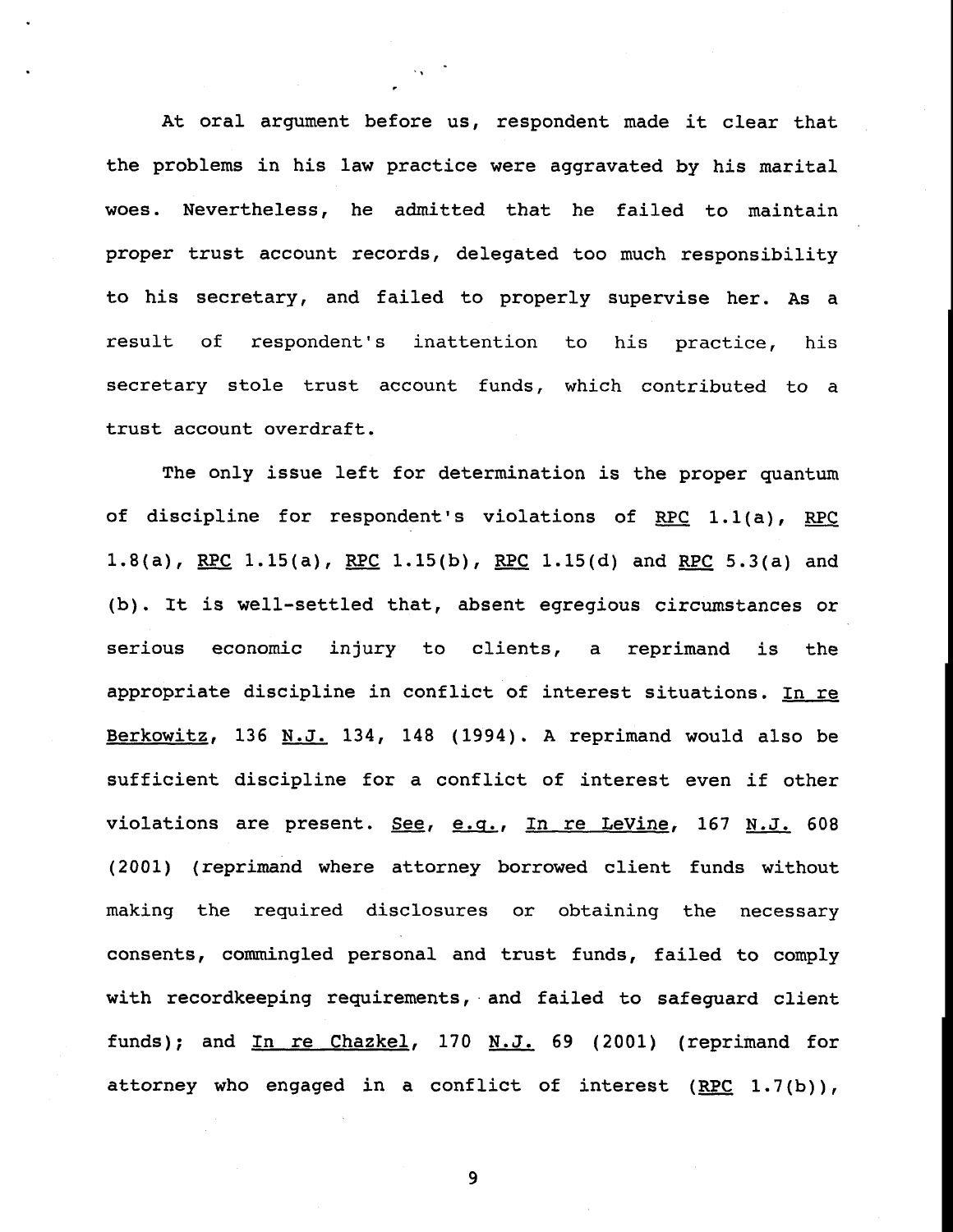At oral argument before us, respondent made it clear that the problems in his law practice were aggravated by his marital woes. Nevertheless, he admitted that he failed to maintain proper trust account records, delegated too much responsibility to his secretary, and failed to properly supervise her. As a result of respondent's inattention to his practice, his secretary stole trust account funds, which contributed to a trust account overdraft.

The only issue left for determination is the proper quantum of discipline for respondent's violations of RPC 1.1(a), RPC 1.8(a), RPC 1.15(a), RPC 1.15(b), RPC 1.15(d) and RPC 5.3(a) and (b). It is well-settled that, absent egregious circumstances or serious economic injury to clients, a reprimand is the appropriate discipline in conflict of interest situations. In re Berkowitz, 136 N.J. 134, 148 (1994). A reprimand would also be sufficient discipline for a conflict of interest even if other violations are present. See, e.g., In re LeVine, 167 N.J. 608 (2001) (reprimand where attorney borrowed client funds without making the required disclosures or obtaining the necessary consents, commingled personal and trust funds, failed to comply with recordkeeping requirements, and failed to safeguard client funds); and In re Chazkel, 170 N.J. 69 (2001) (reprimand for attorney who engaged in a conflict of interest (RPC 1.7(b)),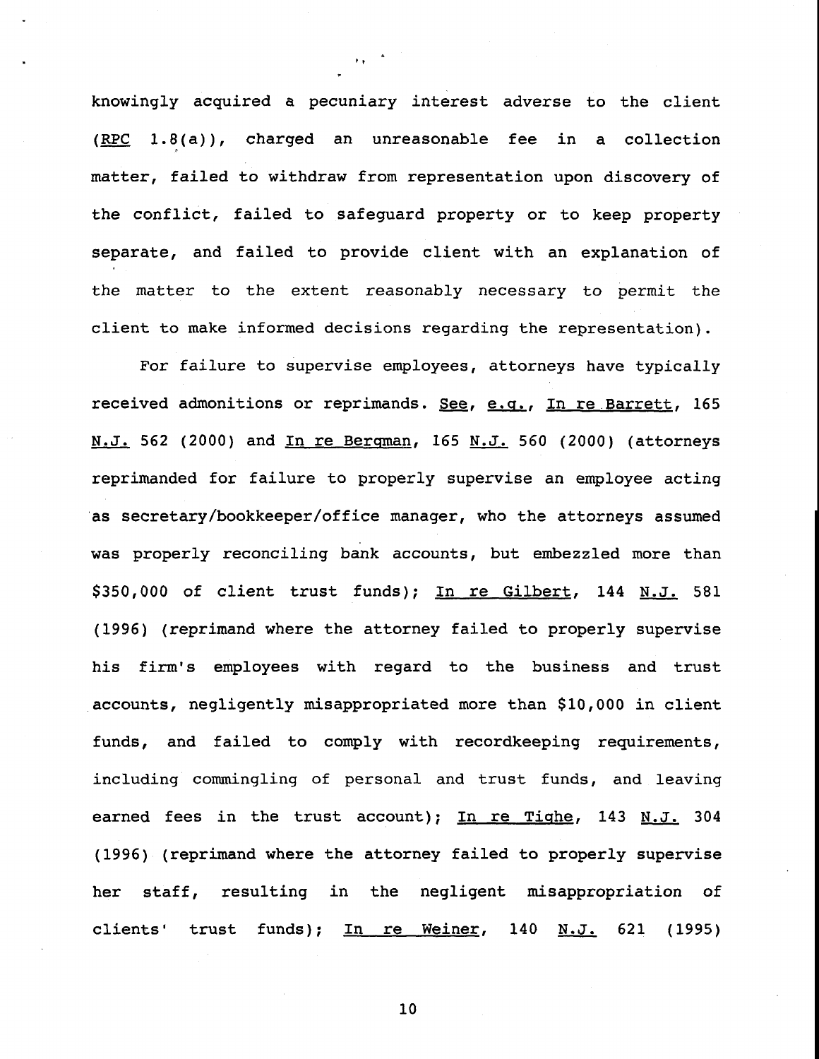knowingly acquired a pecuniary interest adverse to the client (RPC 1.8(a)), charged an unreasonable fee in a collection matter, failed to withdraw from representation upon discovery of the conflict, failed to safeguard property or to keep property separate, and failed to provide client with an explanation of the matter to the extent reasonably necessary to permit the client to make informed decisions regarding the representation).

For failure to supervise employees, attorneys have typically received admonitions or reprimands. See, e.g., In re Barrett, 165 N.J. 562 (2000) and In re Bergman, 165 N.J. 560 (2000) (attorneys reprimanded for failure to properly supervise an employee acting as secretary/bookkeeper/office manager, who the attorneys assumed was properly reconciling bank accounts, but embezzled more than $350,000 of client trust funds); In re Gilbert, 144 N.J. 581 (1996) (reprimand where the attorney failed to properly supervise his firm's employees with regard to the business and trust accounts, negligently misappropriated more than $10,000 in client funds, and failed to comply with recordkeeping requirements, including commingling of personal and trust funds, and leaving earned fees in the trust account); In re Tighe, 143 N.J. 304 (1996) (reprimand where the attorney failed to properly supervise her staff, resulting in the negligent misappropriation of clients' trust funds); In re Weiner, 140 N.J. 621 (1995)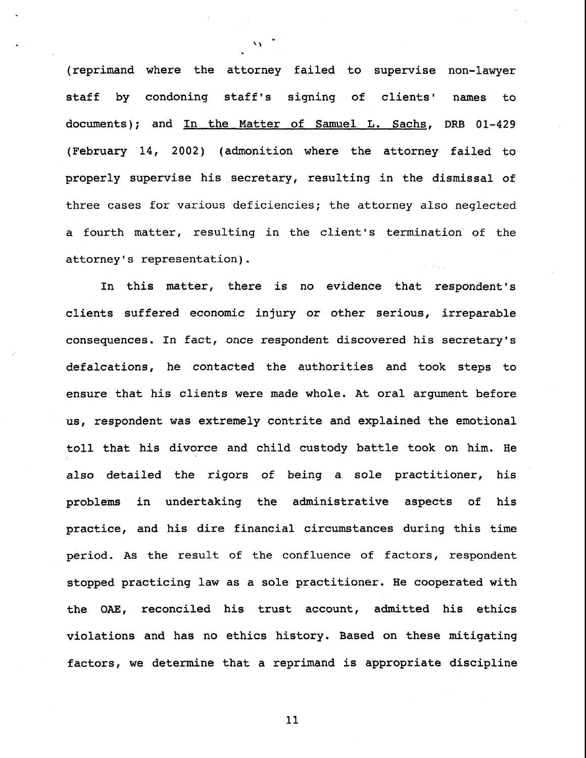(reprimand where the attorney failed to supervise non-lawyer staff by condoning staff's signing of clients' names to documents); and In the Matter of Samuel L. Sachs, DRB 01-429 (February 14, 2002) (admonition where the attorney failed to properly supervise his secretary, resulting in the dismissal of three cases for various deficiencies; the attorney also neglected a fourth matter, resulting in the client's termination of the attorney's representation).

In this matter, there is no evidence that respondent's clients suffered economic injury or other serious, irreparable consequences. In fact, once respondent discovered his secretary's defalcations, he contacted the authorities and took steps to ensure that his clients were made whole. At oral argument before us, respondent was extremely contrite and explained the emotional toll that his divorce and child custody battle took on him. He also detailed the rigors of being a sole practitioner, his problems in undertaking the administrative aspects of his practice, and his dire financial circumstances during this time period. As the result of the confluence of factors, respondent stopped practicing law as a sole practitioner. He cooperated with the OAE, reconciled his trust account, admitted his ethics violations and has no ethics history. Based on these mitigating factors, we determine that a reprimand is appropriate discipline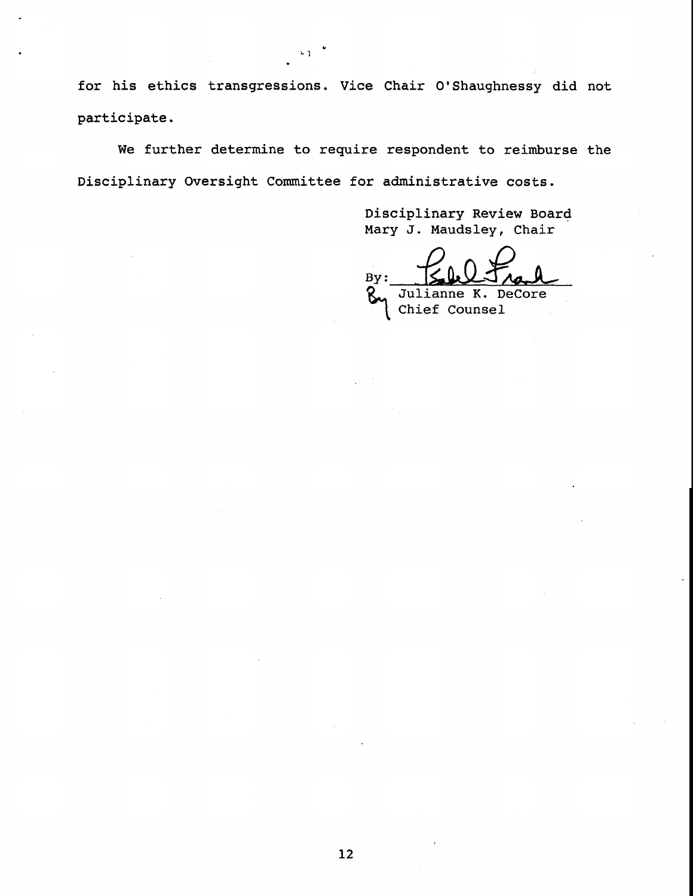for his ethics transgressions. Vice Chair O'Shaughnessy did not participate.

We further determine to require respondent to reimburse the Disciplinary Oversight Committee for administrative costs.

Disciplinary Review Board
Mary J. Maudsley, Chair

By: ____________________
Julianne K. DeCore
Chief Counsel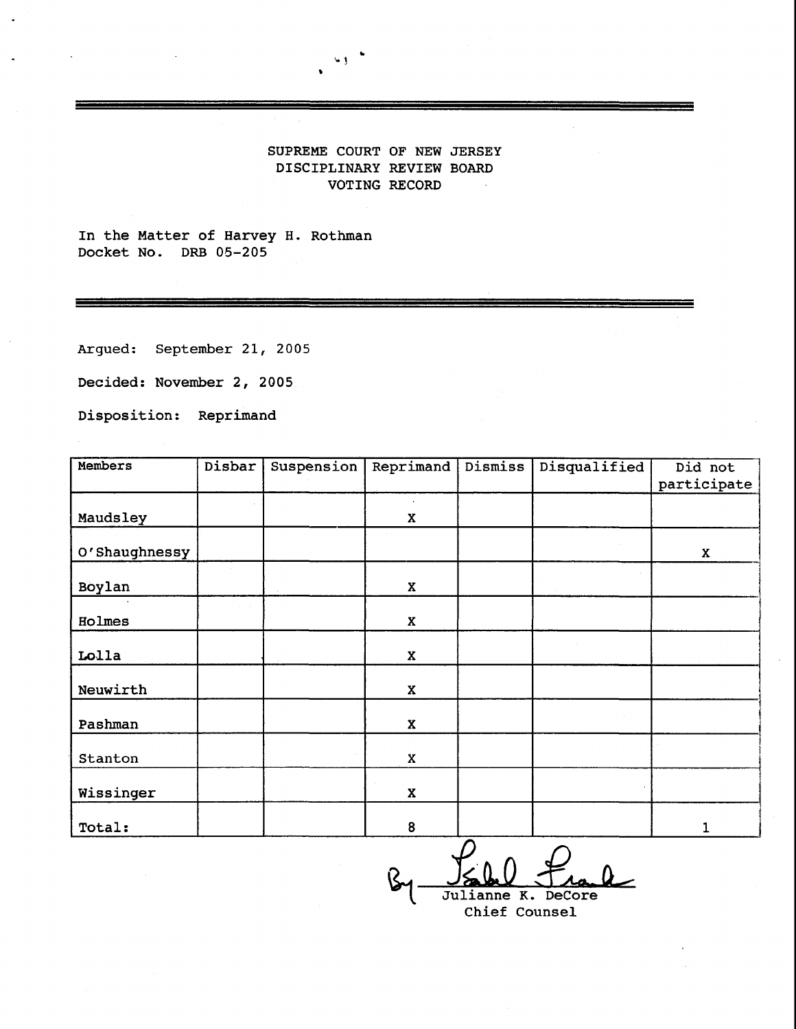SUPREME COURT OF NEW JERSEY
DISCIPLINARY REVIEW BOARD
VOTING RECORD

In the Matter of Harvey H. Rothman
Docket No. DRB 05-205

Argued: September 21, 2005

Decided: November 2, 2005

Disposition: Reprimand

| Members | Disbar | Suspension | Reprimand | Dismiss | Disqualified | Did not participate |
|---|---|---|---|---|---|---|
| Maudsley | | | X | | | |
| O'Shaughnessy | | | | | | X |
| Boylan | | | X | | | |
| Holmes | | | X | | | |
| Lolla | | | X | | | |
| Neuwirth | | | X | | | |
| Pashman | | | X | | | |
| Stanton | | | X | | | |
| Wissinger | | | X | | | |
| Total: | | | 8 | | | 1 |

By Isabel Frank
Julianne K. DeCore
Chief Counsel